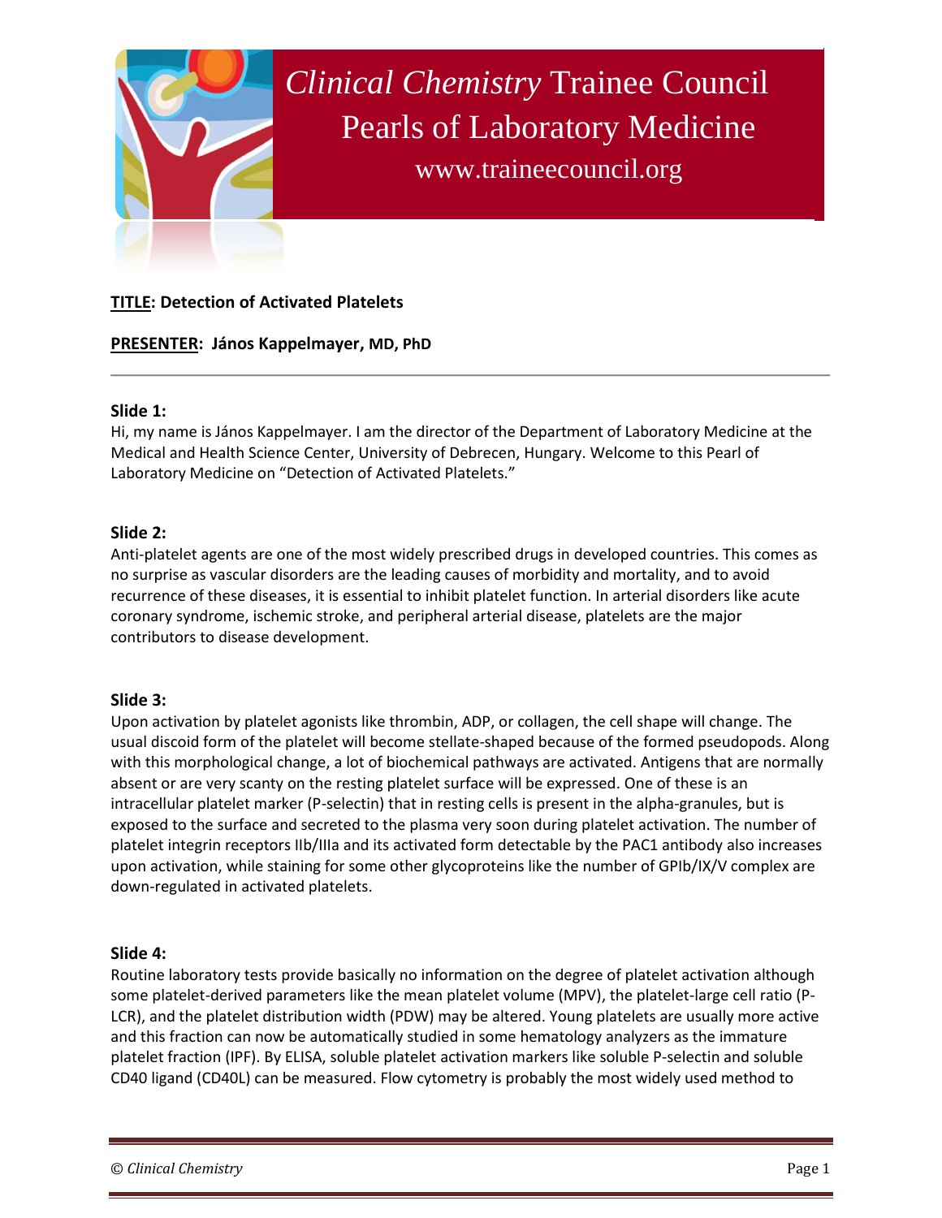# *Clinical Chemistry* Trainee Council Pearls of Laboratory Medicine

www.traineecouncil.org

**TITLE: Detection of Activated Platelets**

**PRESENTER: János Kappelmayer, MD, PhD**

---

**Slide 1:**

Hi, my name is János Kappelmayer. I am the director of the Department of Laboratory Medicine at the Medical and Health Science Center, University of Debrecen, Hungary. Welcome to this Pearl of Laboratory Medicine on "Detection of Activated Platelets."

**Slide 2:**

Anti-platelet agents are one of the most widely prescribed drugs in developed countries. This comes as no surprise as vascular disorders are the leading causes of morbidity and mortality, and to avoid recurrence of these diseases, it is essential to inhibit platelet function. In arterial disorders like acute coronary syndrome, ischemic stroke, and peripheral arterial disease, platelets are the major contributors to disease development.

**Slide 3:**

Upon activation by platelet agonists like thrombin, ADP, or collagen, the cell shape will change. The usual discoid form of the platelet will become stellate-shaped because of the formed pseudopods. Along with this morphological change, a lot of biochemical pathways are activated. Antigens that are normally absent or are very scanty on the resting platelet surface will be expressed. One of these is an intracellular platelet marker (P-selectin) that in resting cells is present in the alpha-granules, but is exposed to the surface and secreted to the plasma very soon during platelet activation. The number of platelet integrin receptors IIb/IIIa and its activated form detectable by the PAC1 antibody also increases upon activation, while staining for some other glycoproteins like the number of GPIb/IX/V complex are down-regulated in activated platelets.

**Slide 4:**

Routine laboratory tests provide basically no information on the degree of platelet activation although some platelet-derived parameters like the mean platelet volume (MPV), the platelet-large cell ratio (P-LCR), and the platelet distribution width (PDW) may be altered. Young platelets are usually more active and this fraction can now be automatically studied in some hematology analyzers as the immature platelet fraction (IPF). By ELISA, soluble platelet activation markers like soluble P-selectin and soluble CD40 ligand (CD40L) can be measured. Flow cytometry is probably the most widely used method to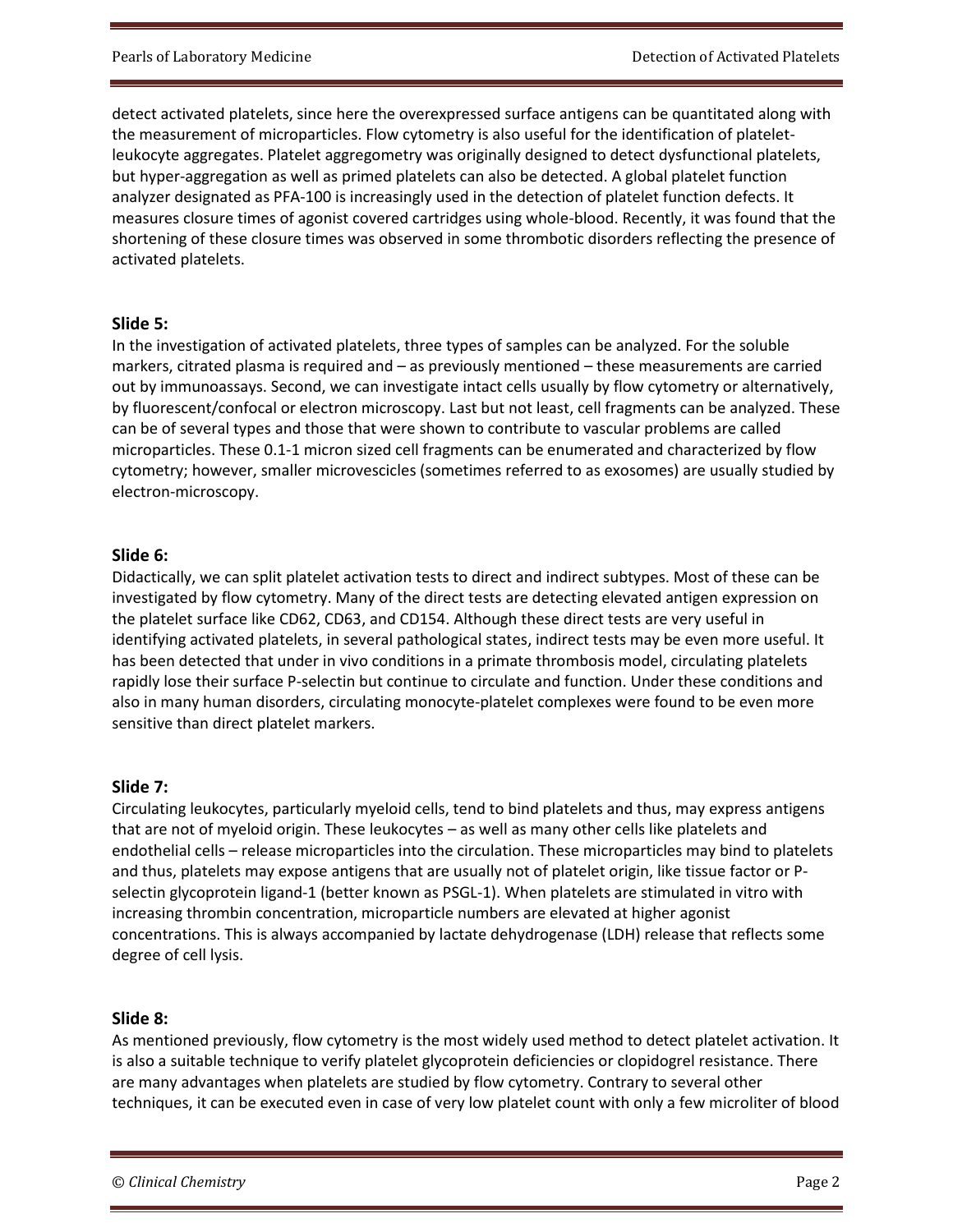detect activated platelets, since here the overexpressed surface antigens can be quantitated along with the measurement of microparticles. Flow cytometry is also useful for the identification of platelet-leukocyte aggregates. Platelet aggregometry was originally designed to detect dysfunctional platelets, but hyper-aggregation as well as primed platelets can also be detected. A global platelet function analyzer designated as PFA-100 is increasingly used in the detection of platelet function defects. It measures closure times of agonist covered cartridges using whole-blood. Recently, it was found that the shortening of these closure times was observed in some thrombotic disorders reflecting the presence of activated platelets.

**Slide 5:**

In the investigation of activated platelets, three types of samples can be analyzed. For the soluble markers, citrated plasma is required and – as previously mentioned – these measurements are carried out by immunoassays. Second, we can investigate intact cells usually by flow cytometry or alternatively, by fluorescent/confocal or electron microscopy. Last but not least, cell fragments can be analyzed. These can be of several types and those that were shown to contribute to vascular problems are called microparticles. These 0.1-1 micron sized cell fragments can be enumerated and characterized by flow cytometry; however, smaller microvescicles (sometimes referred to as exosomes) are usually studied by electron-microscopy.

**Slide 6:**

Didactically, we can split platelet activation tests to direct and indirect subtypes. Most of these can be investigated by flow cytometry. Many of the direct tests are detecting elevated antigen expression on the platelet surface like CD62, CD63, and CD154. Although these direct tests are very useful in identifying activated platelets, in several pathological states, indirect tests may be even more useful. It has been detected that under in vivo conditions in a primate thrombosis model, circulating platelets rapidly lose their surface P-selectin but continue to circulate and function. Under these conditions and also in many human disorders, circulating monocyte-platelet complexes were found to be even more sensitive than direct platelet markers.

**Slide 7:**

Circulating leukocytes, particularly myeloid cells, tend to bind platelets and thus, may express antigens that are not of myeloid origin. These leukocytes – as well as many other cells like platelets and endothelial cells – release microparticles into the circulation. These microparticles may bind to platelets and thus, platelets may expose antigens that are usually not of platelet origin, like tissue factor or P-selectin glycoprotein ligand-1 (better known as PSGL-1). When platelets are stimulated in vitro with increasing thrombin concentration, microparticle numbers are elevated at higher agonist concentrations. This is always accompanied by lactate dehydrogenase (LDH) release that reflects some degree of cell lysis.

**Slide 8:**

As mentioned previously, flow cytometry is the most widely used method to detect platelet activation. It is also a suitable technique to verify platelet glycoprotein deficiencies or clopidogrel resistance. There are many advantages when platelets are studied by flow cytometry. Contrary to several other techniques, it can be executed even in case of very low platelet count with only a few microliter of blood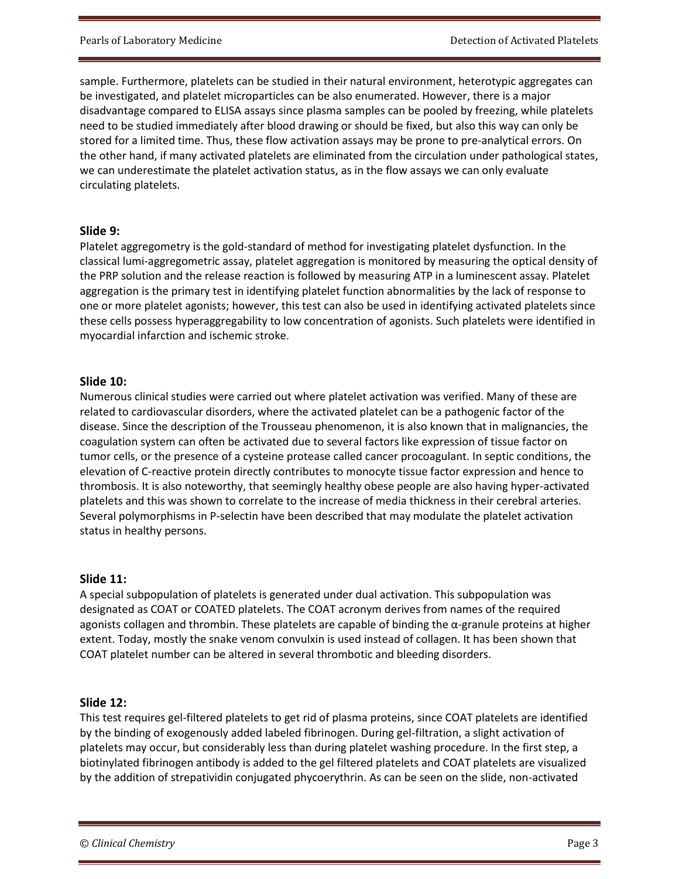sample. Furthermore, platelets can be studied in their natural environment, heterotypic aggregates can be investigated, and platelet microparticles can be also enumerated. However, there is a major disadvantage compared to ELISA assays since plasma samples can be pooled by freezing, while platelets need to be studied immediately after blood drawing or should be fixed, but also this way can only be stored for a limited time. Thus, these flow activation assays may be prone to pre-analytical errors. On the other hand, if many activated platelets are eliminated from the circulation under pathological states, we can underestimate the platelet activation status, as in the flow assays we can only evaluate circulating platelets.

**Slide 9:**

Platelet aggregometry is the gold-standard of method for investigating platelet dysfunction. In the classical lumi-aggregometric assay, platelet aggregation is monitored by measuring the optical density of the PRP solution and the release reaction is followed by measuring ATP in a luminescent assay. Platelet aggregation is the primary test in identifying platelet function abnormalities by the lack of response to one or more platelet agonists; however, this test can also be used in identifying activated platelets since these cells possess hyperaggregability to low concentration of agonists. Such platelets were identified in myocardial infarction and ischemic stroke.

**Slide 10:**

Numerous clinical studies were carried out where platelet activation was verified. Many of these are related to cardiovascular disorders, where the activated platelet can be a pathogenic factor of the disease. Since the description of the Trousseau phenomenon, it is also known that in malignancies, the coagulation system can often be activated due to several factors like expression of tissue factor on tumor cells, or the presence of a cysteine protease called cancer procoagulant. In septic conditions, the elevation of C-reactive protein directly contributes to monocyte tissue factor expression and hence to thrombosis. It is also noteworthy, that seemingly healthy obese people are also having hyper-activated platelets and this was shown to correlate to the increase of media thickness in their cerebral arteries. Several polymorphisms in P-selectin have been described that may modulate the platelet activation status in healthy persons.

**Slide 11:**

A special subpopulation of platelets is generated under dual activation. This subpopulation was designated as COAT or COATED platelets. The COAT acronym derives from names of the required agonists collagen and thrombin. These platelets are capable of binding the α-granule proteins at higher extent. Today, mostly the snake venom convulxin is used instead of collagen. It has been shown that COAT platelet number can be altered in several thrombotic and bleeding disorders.

**Slide 12:**

This test requires gel-filtered platelets to get rid of plasma proteins, since COAT platelets are identified by the binding of exogenously added labeled fibrinogen. During gel-filtration, a slight activation of platelets may occur, but considerably less than during platelet washing procedure. In the first step, a biotinylated fibrinogen antibody is added to the gel filtered platelets and COAT platelets are visualized by the addition of strepatividin conjugated phycoerythrin. As can be seen on the slide, non-activated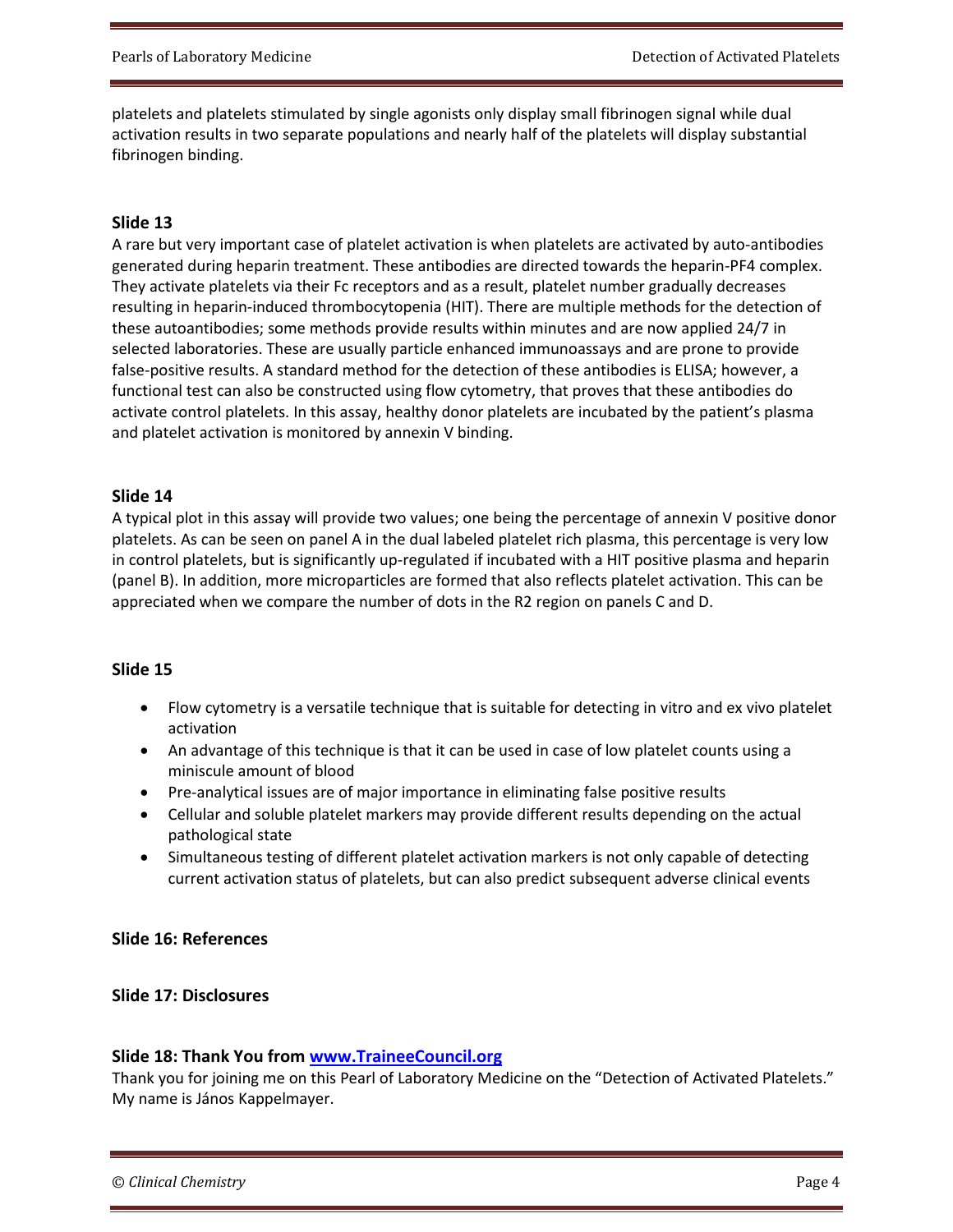platelets and platelets stimulated by single agonists only display small fibrinogen signal while dual activation results in two separate populations and nearly half of the platelets will display substantial fibrinogen binding.

## Slide 13

A rare but very important case of platelet activation is when platelets are activated by auto-antibodies generated during heparin treatment. These antibodies are directed towards the heparin-PF4 complex. They activate platelets via their Fc receptors and as a result, platelet number gradually decreases resulting in heparin-induced thrombocytopenia (HIT). There are multiple methods for the detection of these autoantibodies; some methods provide results within minutes and are now applied 24/7 in selected laboratories. These are usually particle enhanced immunoassays and are prone to provide false-positive results. A standard method for the detection of these antibodies is ELISA; however, a functional test can also be constructed using flow cytometry, that proves that these antibodies do activate control platelets. In this assay, healthy donor platelets are incubated by the patient's plasma and platelet activation is monitored by annexin V binding.

## Slide 14

A typical plot in this assay will provide two values; one being the percentage of annexin V positive donor platelets. As can be seen on panel A in the dual labeled platelet rich plasma, this percentage is very low in control platelets, but is significantly up-regulated if incubated with a HIT positive plasma and heparin (panel B). In addition, more microparticles are formed that also reflects platelet activation. This can be appreciated when we compare the number of dots in the R2 region on panels C and D.

## Slide 15

- Flow cytometry is a versatile technique that is suitable for detecting in vitro and ex vivo platelet activation
- An advantage of this technique is that it can be used in case of low platelet counts using a miniscule amount of blood
- Pre-analytical issues are of major importance in eliminating false positive results
- Cellular and soluble platelet markers may provide different results depending on the actual pathological state
- Simultaneous testing of different platelet activation markers is not only capable of detecting current activation status of platelets, but can also predict subsequent adverse clinical events

## Slide 16: References

## Slide 17: Disclosures

## Slide 18: Thank You from [www.TraineeCouncil.org](www.TraineeCouncil.org)

Thank you for joining me on this Pearl of Laboratory Medicine on the "Detection of Activated Platelets." My name is János Kappelmayer.